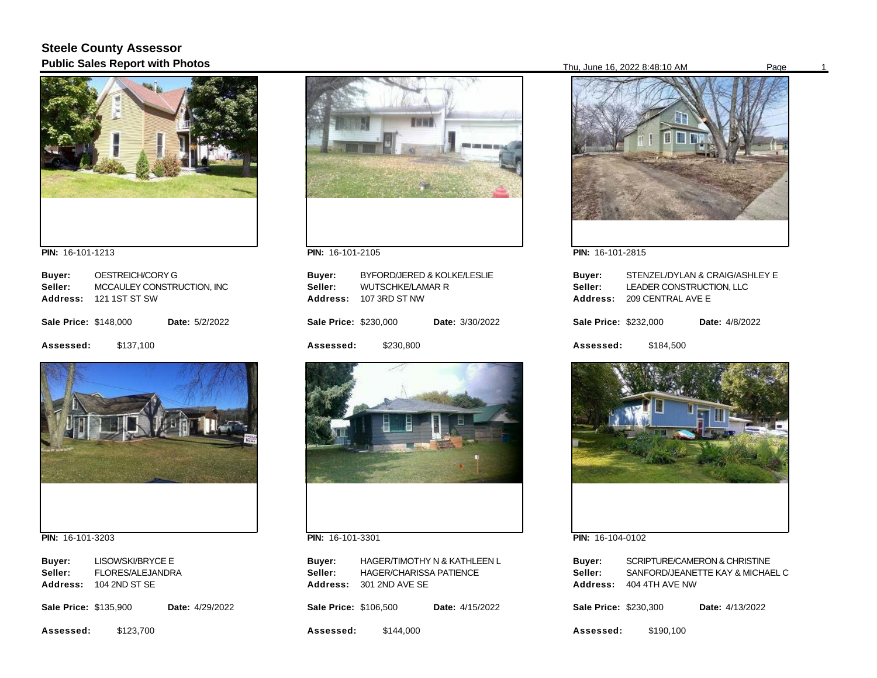# Steele County Assessor
## Public Sales Report with Photos

Thu, June 16, 2022 8:48:10 AM

**PIN:** 16-101-1213

**Buyer:** OESTREICH/CORY G
**Seller:** MCCAULEY CONSTRUCTION, INC
**Address:** 121 1ST ST SW

**Sale Price:** $148,000 **Date:** 5/2/2022

**Assessed:** $137,100

**PIN:** 16-101-2105

**Buyer:** BYFORD/JERED & KOLKE/LESLIE
**Seller:** WUTSCHKE/LAMAR R
**Address:** 107 3RD ST NW

**Sale Price:** $230,000 **Date:** 3/30/2022

**Assessed:** $230,800

**PIN:** 16-101-2815

**Buyer:** STENZEL/DYLAN & CRAIG/ASHLEY E
**Seller:** LEADER CONSTRUCTION, LLC
**Address:** 209 CENTRAL AVE E

**Sale Price:** $232,000 **Date:** 4/8/2022

**Assessed:** $184,500

**PIN:** 16-101-3203

**Buyer:** LISOWSKI/BRYCE E
**Seller:** FLORES/ALEJANDRA
**Address:** 104 2ND ST SE

**Sale Price:** $135,900 **Date:** 4/29/2022

**Assessed:** $123,700

**PIN:** 16-101-3301

**Buyer:** HAGER/TIMOTHY N & KATHLEEN L
**Seller:** HAGER/CHARISSA PATIENCE
**Address:** 301 2ND AVE SE

**Sale Price:** $106,500 **Date:** 4/15/2022

**Assessed:** $144,000

**PIN:** 16-104-0102

**Buyer:** SCRIPTURE/CAMERON & CHRISTINE
**Seller:** SANFORD/JEANETTE KAY & MICHAEL C
**Address:** 404 4TH AVE NW

**Sale Price:** $230,300 **Date:** 4/13/2022

**Assessed:** $190,100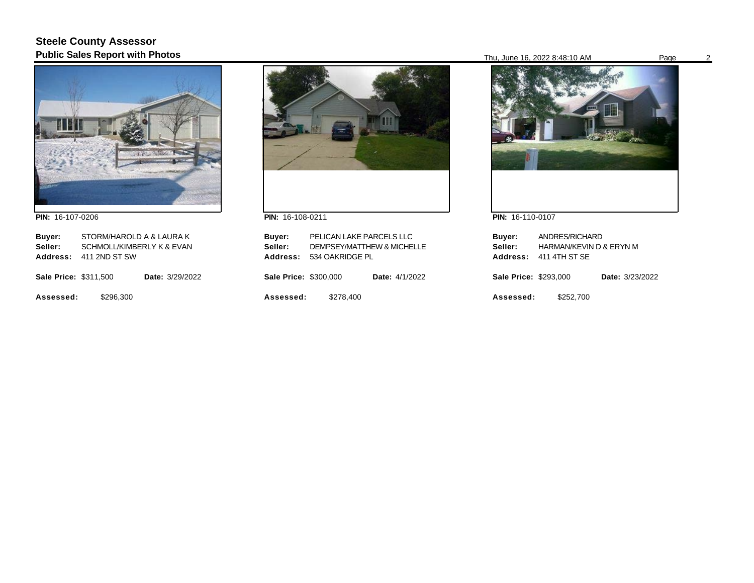## Steele County Assessor
### Public Sales Report with Photos

Thu, June 16, 2022 8:48:10 AM

**PIN:** 16-107-0206

**Buyer:** STORM/HAROLD A & LAURA K
**Seller:** SCHMOLL/KIMBERLY K & EVAN
**Address:** 411 2ND ST SW

**Sale Price:** $311,500 **Date:** 3/29/2022

**Assessed:** $296,300

**PIN:** 16-108-0211

**Buyer:** PELICAN LAKE PARCELS LLC
**Seller:** DEMPSEY/MATTHEW & MICHELLE
**Address:** 534 OAKRIDGE PL

**Sale Price:** $300,000 **Date:** 4/1/2022

**Assessed:** $278,400

**PIN:** 16-110-0107

**Buyer:** ANDRES/RICHARD
**Seller:** HARMAN/KEVIN D & ERYN M
**Address:** 411 4TH ST SE

**Sale Price:** $293,000 **Date:** 3/23/2022

**Assessed:** $252,700